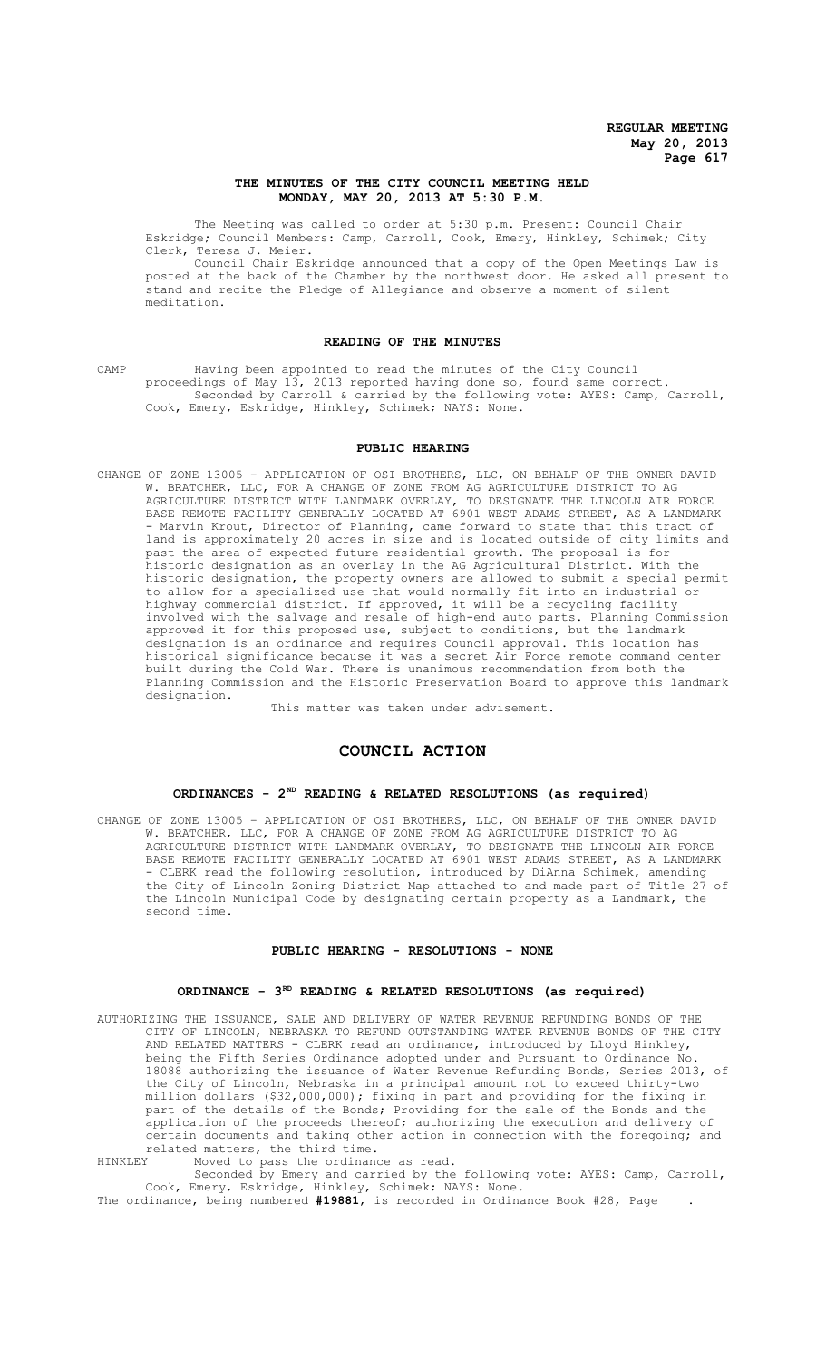# THE MINUTES OF THE CITY COUNCIL MEETING HELD MONDAY, MAY 20, 2013 AT 5:30 P.M.

The Meeting was called to order at 5:30 p.m. Present: Council Chair Eskridge; Council Members: Camp, Carroll, Cook, Emery, Hinkley, Schimek; City Clerk, Teresa J. Meier.

Council Chair Eskridge announced that a copy of the Open Meetings Law is posted at the back of the Chamber by the northwest door. He asked all present to stand and recite the Pledge of Allegiance and observe a moment of silent meditation.

## READING OF THE MINUTES

CAMP Having been appointed to read the minutes of the City Council proceedings of May 13, 2013 reported having done so, found same correct.

Seconded by Carroll & carried by the following vote: AYES: Camp, Carroll, Cook, Emery, Eskridge, Hinkley, Schimek; NAYS: None.

## PUBLIC HEARING

CHANGE OF ZONE 13005 – APPLICATION OF OSI BROTHERS, LLC, ON BEHALF OF THE OWNER DAVID W. BRATCHER, LLC, FOR A CHANGE OF ZONE FROM AG AGRICULTURE DISTRICT TO AG AGRICULTURE DISTRICT WITH LANDMARK OVERLAY, TO DESIGNATE THE LINCOLN AIR FORCE BASE REMOTE FACILITY GENERALLY LOCATED AT 6901 WEST ADAMS STREET, AS A LANDMARK - Marvin Krout, Director of Planning, came forward to state that this tract of land is approximately 20 acres in size and is located outside of city limits and past the area of expected future residential growth. The proposal is for historic designation as an overlay in the AG Agricultural District. With the historic designation, the property owners are allowed to submit a special permit to allow for a specialized use that would normally fit into an industrial or highway commercial district. If approved, it will be a recycling facility involved with the salvage and resale of high-end auto parts. Planning Commission approved it for this proposed use, subject to conditions, but the landmark designation is an ordinance and requires Council approval. This location has historical significance because it was a secret Air Force remote command center built during the Cold War. There is unanimous recommendation from both the Planning Commission and the Historic Preservation Board to approve this landmark designation.

This matter was taken under advisement.

# COUNCIL ACTION

## ORDINANCES - 2ND READING & RELATED RESOLUTIONS (as required)

CHANGE OF ZONE 13005 – APPLICATION OF OSI BROTHERS, LLC, ON BEHALF OF THE OWNER DAVID W. BRATCHER, LLC, FOR A CHANGE OF ZONE FROM AG AGRICULTURE DISTRICT TO AG AGRICULTURE DISTRICT WITH LANDMARK OVERLAY, TO DESIGNATE THE LINCOLN AIR FORCE BASE REMOTE FACILITY GENERALLY LOCATED AT 6901 WEST ADAMS STREET, AS A LANDMARK - CLERK read the following resolution, introduced by DiAnna Schimek, amending the City of Lincoln Zoning District Map attached to and made part of Title 27 of the Lincoln Municipal Code by designating certain property as a Landmark, the second time.

## PUBLIC HEARING - RESOLUTIONS - NONE

## ORDINANCE - 3RD READING & RELATED RESOLUTIONS (as required)

AUTHORIZING THE ISSUANCE, SALE AND DELIVERY OF WATER REVENUE REFUNDING BONDS OF THE CITY OF LINCOLN, NEBRASKA TO REFUND OUTSTANDING WATER REVENUE BONDS OF THE CITY AND RELATED MATTERS - CLERK read an ordinance, introduced by Lloyd Hinkley, being the Fifth Series Ordinance adopted under and Pursuant to Ordinance No. 18088 authorizing the issuance of Water Revenue Refunding Bonds, Series 2013, of the City of Lincoln, Nebraska in a principal amount not to exceed thirty-two million dollars ($32,000,000); fixing in part and providing for the fixing in part of the details of the Bonds; Providing for the sale of the Bonds and the application of the proceeds thereof; authorizing the execution and delivery of certain documents and taking other action in connection with the foregoing; and related matters, the third time.

HINKLEY Moved to pass the ordinance as read.

Seconded by Emery and carried by the following vote: AYES: Camp, Carroll, Cook, Emery, Eskridge, Hinkley, Schimek; NAYS: None.

The ordinance, being numbered **#19881**, is recorded in Ordinance Book #28, Page .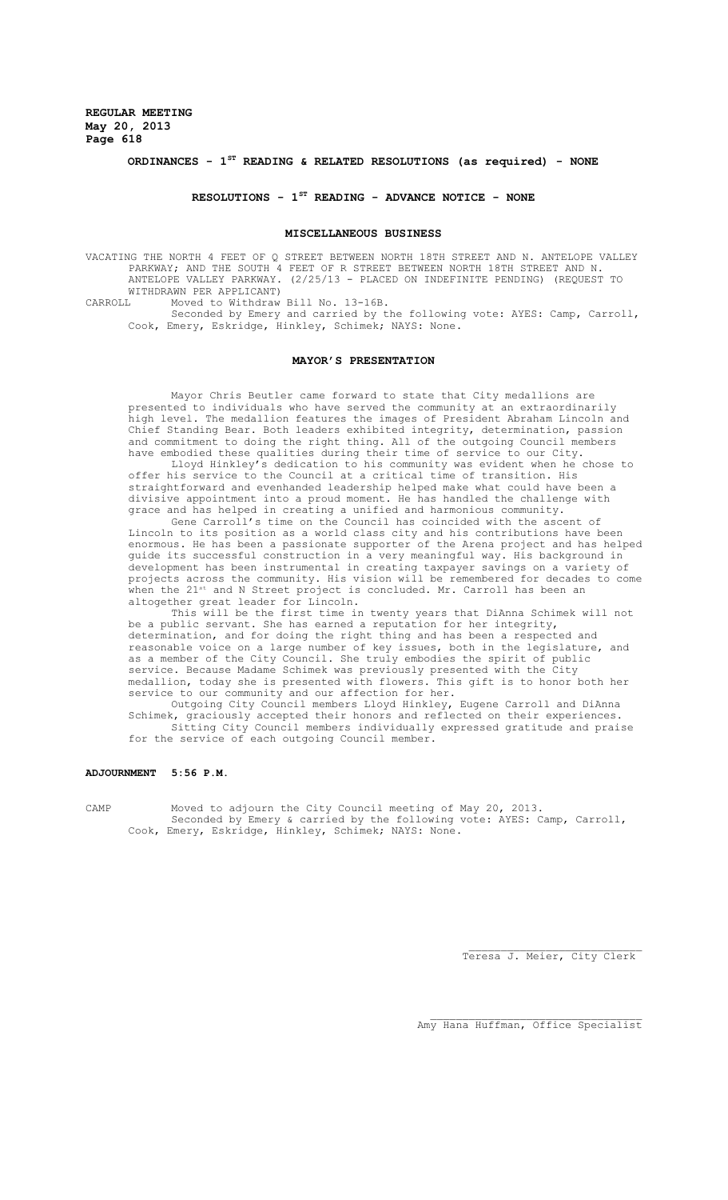## ORDINANCES - 1ST READING & RELATED RESOLUTIONS (as required) - NONE

## RESOLUTIONS - 1ST READING - ADVANCE NOTICE - NONE

## MISCELLANEOUS BUSINESS

VACATING THE NORTH 4 FEET OF Q STREET BETWEEN NORTH 18TH STREET AND N. ANTELOPE VALLEY PARKWAY; AND THE SOUTH 4 FEET OF R STREET BETWEEN NORTH 18TH STREET AND N. ANTELOPE VALLEY PARKWAY. (2/25/13 - PLACED ON INDEFINITE PENDING) (REQUEST TO WITHDRAWN PER APPLICANT)

CARROLL Moved to Withdraw Bill No. 13-16B.
Seconded by Emery and carried by the following vote: AYES: Camp, Carroll, Cook, Emery, Eskridge, Hinkley, Schimek; NAYS: None.

## MAYOR'S PRESENTATION

Mayor Chris Beutler came forward to state that City medallions are presented to individuals who have served the community at an extraordinarily high level. The medallion features the images of President Abraham Lincoln and Chief Standing Bear. Both leaders exhibited integrity, determination, passion and commitment to doing the right thing. All of the outgoing Council members have embodied these qualities during their time of service to our City.

Lloyd Hinkley's dedication to his community was evident when he chose to offer his service to the Council at a critical time of transition. His straightforward and evenhanded leadership helped make what could have been a divisive appointment into a proud moment. He has handled the challenge with grace and has helped in creating a unified and harmonious community.

Gene Carroll's time on the Council has coincided with the ascent of Lincoln to its position as a world class city and his contributions have been enormous. He has been a passionate supporter of the Arena project and has helped guide its successful construction in a very meaningful way. His background in development has been instrumental in creating taxpayer savings on a variety of projects across the community. His vision will be remembered for decades to come when the 21st and N Street project is concluded. Mr. Carroll has been an altogether great leader for Lincoln.

This will be the first time in twenty years that DiAnna Schimek will not be a public servant. She has earned a reputation for her integrity, determination, and for doing the right thing and has been a respected and reasonable voice on a large number of key issues, both in the legislature, and as a member of the City Council. She truly embodies the spirit of public service. Because Madame Schimek was previously presented with the City medallion, today she is presented with flowers. This gift is to honor both her service to our community and our affection for her.

Outgoing City Council members Lloyd Hinkley, Eugene Carroll and DiAnna Schimek, graciously accepted their honors and reflected on their experiences.

Sitting City Council members individually expressed gratitude and praise for the service of each outgoing Council member.

## ADJOURNMENT 5:56 P.M.

CAMP Moved to adjourn the City Council meeting of May 20, 2013.
Seconded by Emery & carried by the following vote: AYES: Camp, Carroll, Cook, Emery, Eskridge, Hinkley, Schimek; NAYS: None.

Teresa J. Meier, City Clerk

Amy Hana Huffman, Office Specialist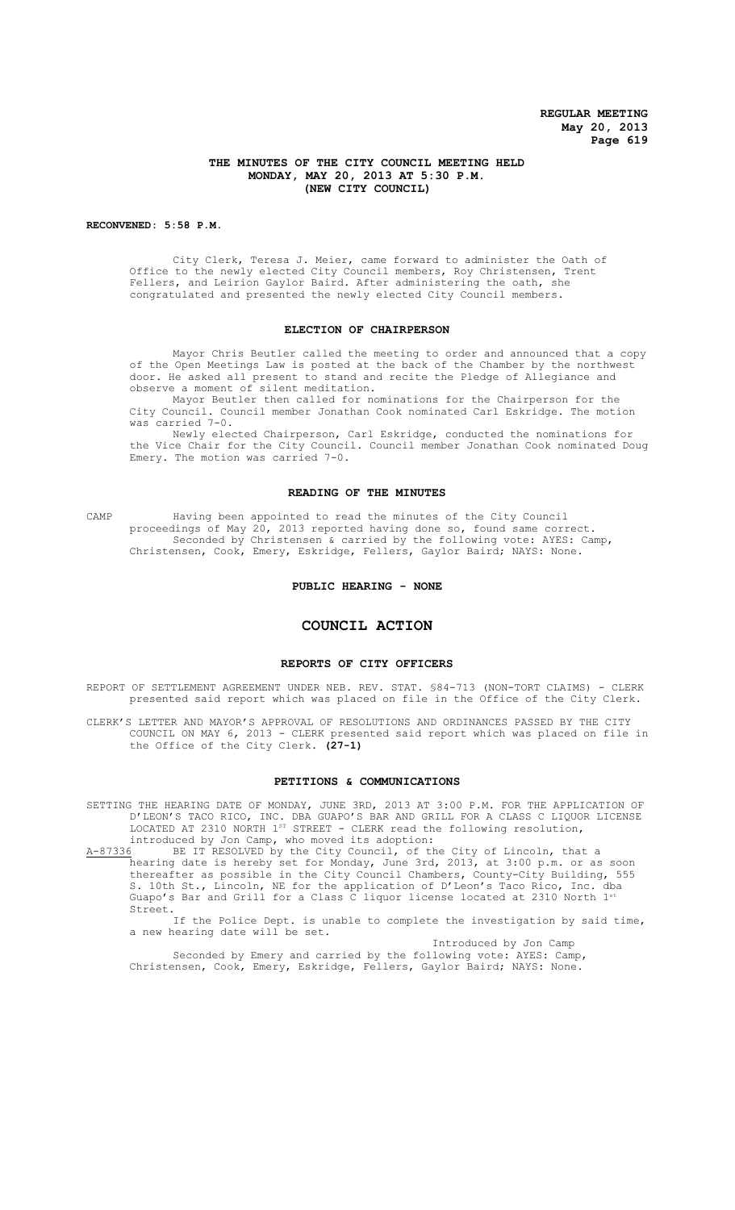**THE MINUTES OF THE CITY COUNCIL MEETING HELD MONDAY, MAY 20, 2013 AT 5:30 P.M. (NEW CITY COUNCIL)**

**RECONVENED: 5:58 P.M.**

City Clerk, Teresa J. Meier, came forward to administer the Oath of Office to the newly elected City Council members, Roy Christensen, Trent Fellers, and Leirion Gaylor Baird. After administering the oath, she congratulated and presented the newly elected City Council members.

## ELECTION OF CHAIRPERSON

Mayor Chris Beutler called the meeting to order and announced that a copy of the Open Meetings Law is posted at the back of the Chamber by the northwest door. He asked all present to stand and recite the Pledge of Allegiance and observe a moment of silent meditation.

Mayor Beutler then called for nominations for the Chairperson for the City Council. Council member Jonathan Cook nominated Carl Eskridge. The motion was carried 7-0.

Newly elected Chairperson, Carl Eskridge, conducted the nominations for the Vice Chair for the City Council. Council member Jonathan Cook nominated Doug Emery. The motion was carried 7-0.

## READING OF THE MINUTES

CAMP Having been appointed to read the minutes of the City Council proceedings of May 20, 2013 reported having done so, found same correct. Seconded by Christensen & carried by the following vote: AYES: Camp, Christensen, Cook, Emery, Eskridge, Fellers, Gaylor Baird; NAYS: None.

## PUBLIC HEARING - NONE

# COUNCIL ACTION

## REPORTS OF CITY OFFICERS

REPORT OF SETTLEMENT AGREEMENT UNDER NEB. REV. STAT. §84-713 (NON-TORT CLAIMS) - CLERK presented said report which was placed on file in the Office of the City Clerk.

CLERK'S LETTER AND MAYOR'S APPROVAL OF RESOLUTIONS AND ORDINANCES PASSED BY THE CITY COUNCIL ON MAY 6, 2013 - CLERK presented said report which was placed on file in the Office of the City Clerk. **(27-1)**

## PETITIONS & COMMUNICATIONS

SETTING THE HEARING DATE OF MONDAY, JUNE 3RD, 2013 AT 3:00 P.M. FOR THE APPLICATION OF D'LEON'S TACO RICO, INC. DBA GUAPO'S BAR AND GRILL FOR A CLASS C LIQUOR LICENSE LOCATED AT 2310 NORTH 1ST STREET - CLERK read the following resolution, introduced by Jon Camp, who moved its adoption:

A-87336 BE IT RESOLVED by the City Council, of the City of Lincoln, that a hearing date is hereby set for Monday, June 3rd, 2013, at 3:00 p.m. or as soon thereafter as possible in the City Council Chambers, County-City Building, 555 S. 10th St., Lincoln, NE for the application of D'Leon's Taco Rico, Inc. dba Guapo's Bar and Grill for a Class C liquor license located at 2310 North 1st Street.

If the Police Dept. is unable to complete the investigation by said time, a new hearing date will be set.

Introduced by Jon Camp

Seconded by Emery and carried by the following vote: AYES: Camp, Christensen, Cook, Emery, Eskridge, Fellers, Gaylor Baird; NAYS: None.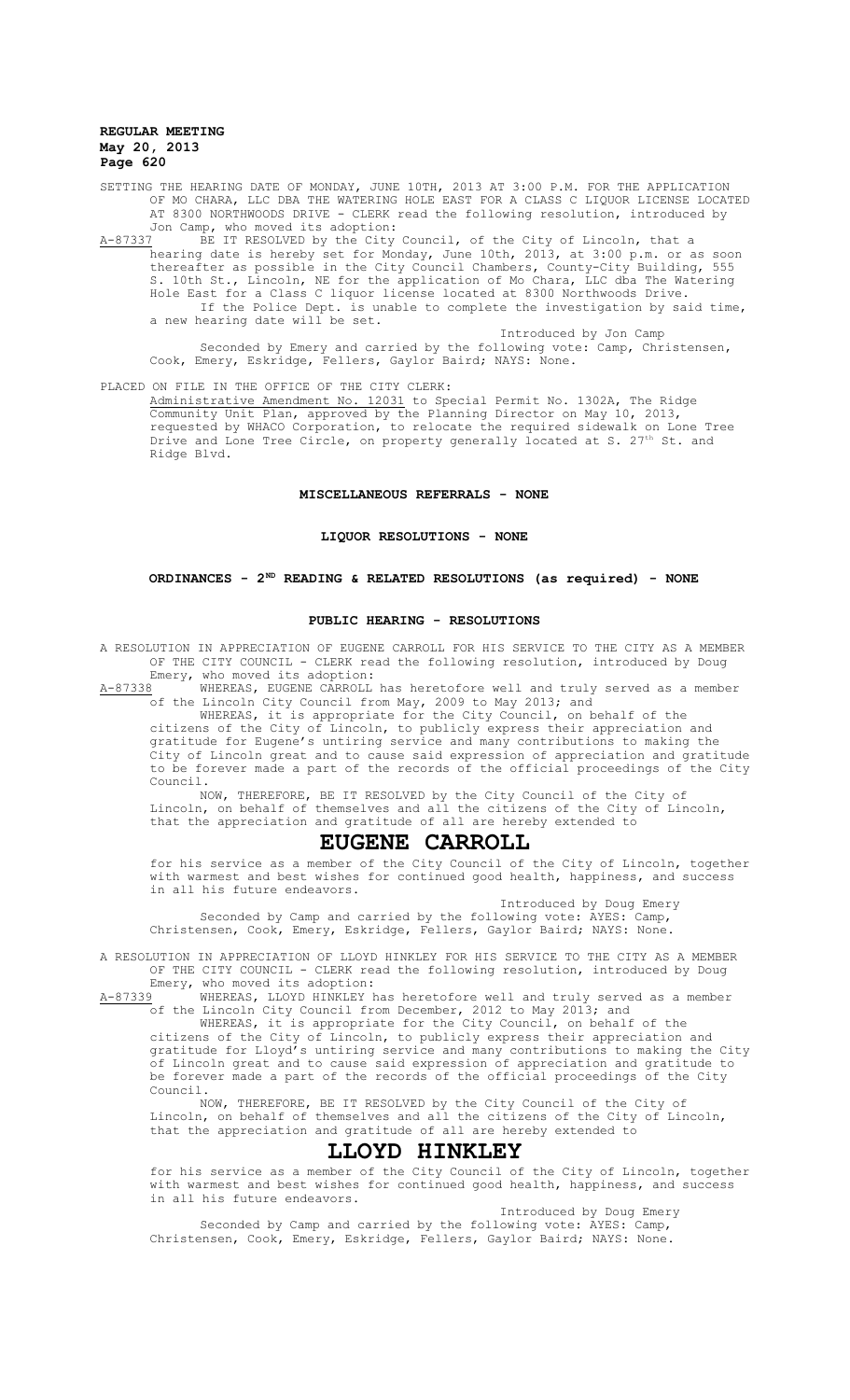SETTING THE HEARING DATE OF MONDAY, JUNE 10TH, 2013 AT 3:00 P.M. FOR THE APPLICATION OF MO CHARA, LLC DBA THE WATERING HOLE EAST FOR A CLASS C LIQUOR LICENSE LOCATED AT 8300 NORTHWOODS DRIVE - CLERK read the following resolution, introduced by Jon Camp, who moved its adoption:

A-87337 BE IT RESOLVED by the City Council, of the City of Lincoln, that a hearing date is hereby set for Monday, June 10th, 2013, at 3:00 p.m. or as soon thereafter as possible in the City Council Chambers, County-City Building, 555 S. 10th St., Lincoln, NE for the application of Mo Chara, LLC dba The Watering Hole East for a Class C liquor license located at 8300 Northwoods Drive.

If the Police Dept. is unable to complete the investigation by said time, a new hearing date will be set.

Introduced by Jon Camp

Seconded by Emery and carried by the following vote: Camp, Christensen, Cook, Emery, Eskridge, Fellers, Gaylor Baird; NAYS: None.

PLACED ON FILE IN THE OFFICE OF THE CITY CLERK:

Administrative Amendment No. 12031 to Special Permit No. 1302A, The Ridge Community Unit Plan, approved by the Planning Director on May 10, 2013, requested by WHACO Corporation, to relocate the required sidewalk on Lone Tree Drive and Lone Tree Circle, on property generally located at S. 27th St. and Ridge Blvd.

**MISCELLANEOUS REFERRALS - NONE**

**LIQUOR RESOLUTIONS - NONE**

**ORDINANCES - 2ND READING & RELATED RESOLUTIONS (as required) - NONE**

**PUBLIC HEARING - RESOLUTIONS**

A RESOLUTION IN APPRECIATION OF EUGENE CARROLL FOR HIS SERVICE TO THE CITY AS A MEMBER OF THE CITY COUNCIL - CLERK read the following resolution, introduced by Doug Emery, who moved its adoption:

A-87338 WHEREAS, EUGENE CARROLL has heretofore well and truly served as a member of the Lincoln City Council from May, 2009 to May 2013; and

WHEREAS, it is appropriate for the City Council, on behalf of the citizens of the City of Lincoln, to publicly express their appreciation and gratitude for Eugene's untiring service and many contributions to making the City of Lincoln great and to cause said expression of appreciation and gratitude to be forever made a part of the records of the official proceedings of the City Council.

NOW, THEREFORE, BE IT RESOLVED by the City Council of the City of Lincoln, on behalf of themselves and all the citizens of the City of Lincoln, that the appreciation and gratitude of all are hereby extended to

# EUGENE CARROLL

for his service as a member of the City Council of the City of Lincoln, together with warmest and best wishes for continued good health, happiness, and success in all his future endeavors.

Introduced by Doug Emery

Seconded by Camp and carried by the following vote: AYES: Camp, Christensen, Cook, Emery, Eskridge, Fellers, Gaylor Baird; NAYS: None.

A RESOLUTION IN APPRECIATION OF LLOYD HINKLEY FOR HIS SERVICE TO THE CITY AS A MEMBER OF THE CITY COUNCIL - CLERK read the following resolution, introduced by Doug Emery, who moved its adoption:

A-87339 WHEREAS, LLOYD HINKLEY has heretofore well and truly served as a member of the Lincoln City Council from December, 2012 to May 2013; and

WHEREAS, it is appropriate for the City Council, on behalf of the citizens of the City of Lincoln, to publicly express their appreciation and gratitude for Lloyd's untiring service and many contributions to making the City of Lincoln great and to cause said expression of appreciation and gratitude to be forever made a part of the records of the official proceedings of the City Council.

NOW, THEREFORE, BE IT RESOLVED by the City Council of the City of Lincoln, on behalf of themselves and all the citizens of the City of Lincoln, that the appreciation and gratitude of all are hereby extended to

# LLOYD HINKLEY

for his service as a member of the City Council of the City of Lincoln, together with warmest and best wishes for continued good health, happiness, and success in all his future endeavors.

Introduced by Doug Emery

Seconded by Camp and carried by the following vote: AYES: Camp, Christensen, Cook, Emery, Eskridge, Fellers, Gaylor Baird; NAYS: None.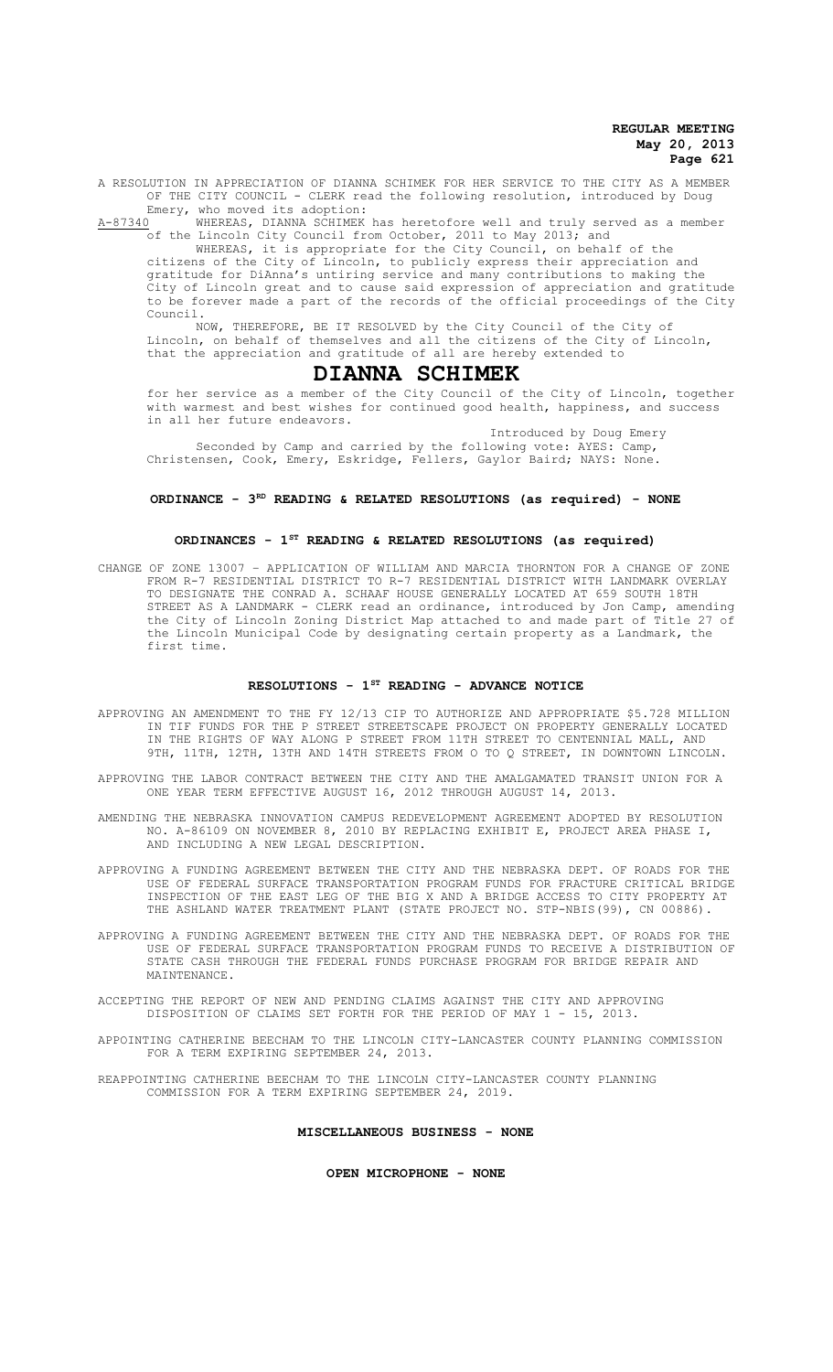A RESOLUTION IN APPRECIATION OF DIANNA SCHIMEK FOR HER SERVICE TO THE CITY AS A MEMBER OF THE CITY COUNCIL - CLERK read the following resolution, introduced by Doug Emery, who moved its adoption:

A-87340 WHEREAS, DIANNA SCHIMEK has heretofore well and truly served as a member of the Lincoln City Council from October, 2011 to May 2013; and

WHEREAS, it is appropriate for the City Council, on behalf of the citizens of the City of Lincoln, to publicly express their appreciation and gratitude for DiAnna's untiring service and many contributions to making the City of Lincoln great and to cause said expression of appreciation and gratitude to be forever made a part of the records of the official proceedings of the City Council.

NOW, THEREFORE, BE IT RESOLVED by the City Council of the City of Lincoln, on behalf of themselves and all the citizens of the City of Lincoln, that the appreciation and gratitude of all are hereby extended to

# DIANNA SCHIMEK

for her service as a member of the City Council of the City of Lincoln, together with warmest and best wishes for continued good health, happiness, and success in all her future endeavors.

Introduced by Doug Emery

Seconded by Camp and carried by the following vote: AYES: Camp, Christensen, Cook, Emery, Eskridge, Fellers, Gaylor Baird; NAYS: None.

**ORDINANCE - 3RD READING & RELATED RESOLUTIONS (as required) - NONE**

**ORDINANCES - 1ST READING & RELATED RESOLUTIONS (as required)**

CHANGE OF ZONE 13007 – APPLICATION OF WILLIAM AND MARCIA THORNTON FOR A CHANGE OF ZONE FROM R-7 RESIDENTIAL DISTRICT TO R-7 RESIDENTIAL DISTRICT WITH LANDMARK OVERLAY TO DESIGNATE THE CONRAD A. SCHAAF HOUSE GENERALLY LOCATED AT 659 SOUTH 18TH STREET AS A LANDMARK - CLERK read an ordinance, introduced by Jon Camp, amending the City of Lincoln Zoning District Map attached to and made part of Title 27 of the Lincoln Municipal Code by designating certain property as a Landmark, the first time.

**RESOLUTIONS - 1ST READING - ADVANCE NOTICE**

APPROVING AN AMENDMENT TO THE FY 12/13 CIP TO AUTHORIZE AND APPROPRIATE $5.728 MILLION IN TIF FUNDS FOR THE P STREET STREETSCAPE PROJECT ON PROPERTY GENERALLY LOCATED IN THE RIGHTS OF WAY ALONG P STREET FROM 11TH STREET TO CENTENNIAL MALL, AND 9TH, 11TH, 12TH, 13TH AND 14TH STREETS FROM O TO Q STREET, IN DOWNTOWN LINCOLN.

APPROVING THE LABOR CONTRACT BETWEEN THE CITY AND THE AMALGAMATED TRANSIT UNION FOR A ONE YEAR TERM EFFECTIVE AUGUST 16, 2012 THROUGH AUGUST 14, 2013.

AMENDING THE NEBRASKA INNOVATION CAMPUS REDEVELOPMENT AGREEMENT ADOPTED BY RESOLUTION NO. A-86109 ON NOVEMBER 8, 2010 BY REPLACING EXHIBIT E, PROJECT AREA PHASE I, AND INCLUDING A NEW LEGAL DESCRIPTION.

APPROVING A FUNDING AGREEMENT BETWEEN THE CITY AND THE NEBRASKA DEPT. OF ROADS FOR THE USE OF FEDERAL SURFACE TRANSPORTATION PROGRAM FUNDS FOR FRACTURE CRITICAL BRIDGE INSPECTION OF THE EAST LEG OF THE BIG X AND A BRIDGE ACCESS TO CITY PROPERTY AT THE ASHLAND WATER TREATMENT PLANT (STATE PROJECT NO. STP-NBIS(99), CN 00886).

APPROVING A FUNDING AGREEMENT BETWEEN THE CITY AND THE NEBRASKA DEPT. OF ROADS FOR THE USE OF FEDERAL SURFACE TRANSPORTATION PROGRAM FUNDS TO RECEIVE A DISTRIBUTION OF STATE CASH THROUGH THE FEDERAL FUNDS PURCHASE PROGRAM FOR BRIDGE REPAIR AND MAINTENANCE.

ACCEPTING THE REPORT OF NEW AND PENDING CLAIMS AGAINST THE CITY AND APPROVING DISPOSITION OF CLAIMS SET FORTH FOR THE PERIOD OF MAY 1 - 15, 2013.

APPOINTING CATHERINE BEECHAM TO THE LINCOLN CITY-LANCASTER COUNTY PLANNING COMMISSION FOR A TERM EXPIRING SEPTEMBER 24, 2013.

REAPPOINTING CATHERINE BEECHAM TO THE LINCOLN CITY-LANCASTER COUNTY PLANNING COMMISSION FOR A TERM EXPIRING SEPTEMBER 24, 2019.

**MISCELLANEOUS BUSINESS - NONE**

**OPEN MICROPHONE - NONE**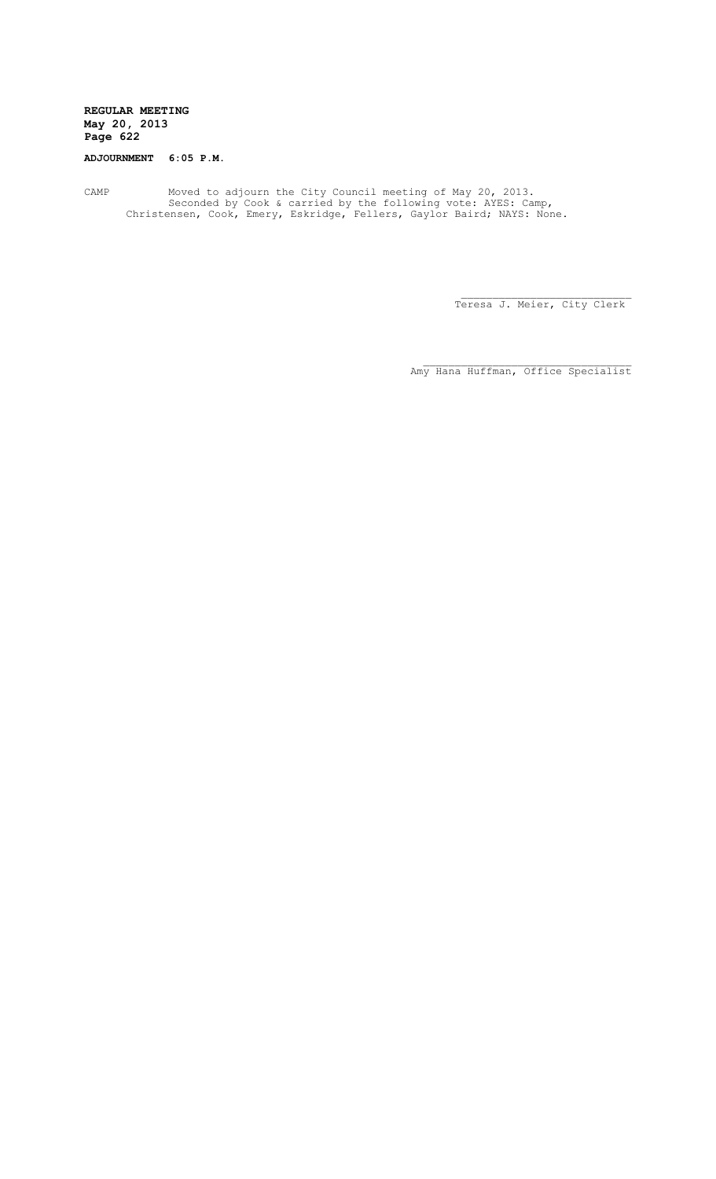**ADJOURNMENT 6:05 P.M.**

CAMP Moved to adjourn the City Council meeting of May 20, 2013.
Seconded by Cook & carried by the following vote: AYES: Camp, Christensen, Cook, Emery, Eskridge, Fellers, Gaylor Baird; NAYS: None.

\_\_\_\_\_\_\_\_\_\_\_\_\_\_\_\_\_\_\_\_\_\_\_\_\_\_\_\_\_\_
Teresa J. Meier, City Clerk

\_\_\_\_\_\_\_\_\_\_\_\_\_\_\_\_\_\_\_\_\_\_\_\_\_\_\_\_\_\_
Amy Hana Huffman, Office Specialist